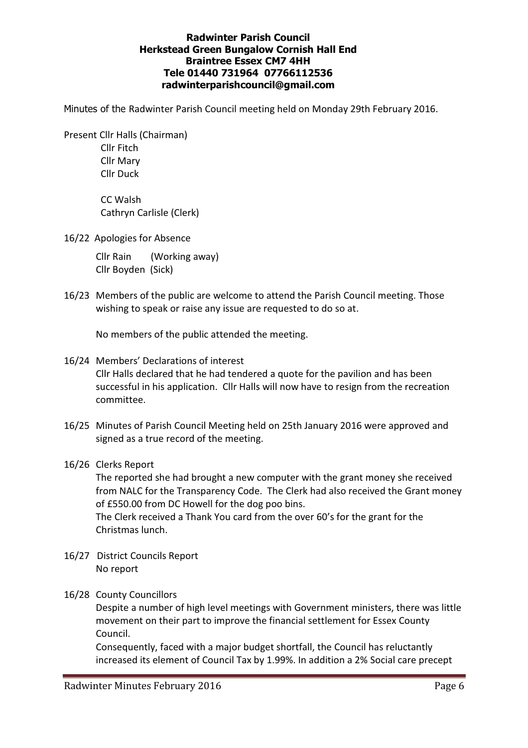**Radwinter Parish Council**
**Herkstead Green Bungalow Cornish Hall End**
**Braintree Essex CM7 4HH**
**Tele 01440 731964 07766112536**
**radwinterparishcouncil@gmail.com**

Minutes of the Radwinter Parish Council meeting held on Monday 29th February 2016.

Present Cllr Halls (Chairman)
Cllr Fitch
Cllr Mary
Cllr Duck

CC Walsh
Cathryn Carlisle (Clerk)

16/22 Apologies for Absence

Cllr Rain (Working away)
Cllr Boyden (Sick)

16/23 Members of the public are welcome to attend the Parish Council meeting. Those wishing to speak or raise any issue are requested to do so at.

No members of the public attended the meeting.

16/24 Members' Declarations of interest
Cllr Halls declared that he had tendered a quote for the pavilion and has been successful in his application. Cllr Halls will now have to resign from the recreation committee.

16/25 Minutes of Parish Council Meeting held on 25th January 2016 were approved and signed as a true record of the meeting.

16/26 Clerks Report
The reported she had brought a new computer with the grant money she received from NALC for the Transparency Code. The Clerk had also received the Grant money of £550.00 from DC Howell for the dog poo bins.
The Clerk received a Thank You card from the over 60's for the grant for the Christmas lunch.

16/27 District Councils Report
No report

16/28 County Councillors
Despite a number of high level meetings with Government ministers, there was little movement on their part to improve the financial settlement for Essex County Council.
Consequently, faced with a major budget shortfall, the Council has reluctantly increased its element of Council Tax by 1.99%. In addition a 2% Social care precept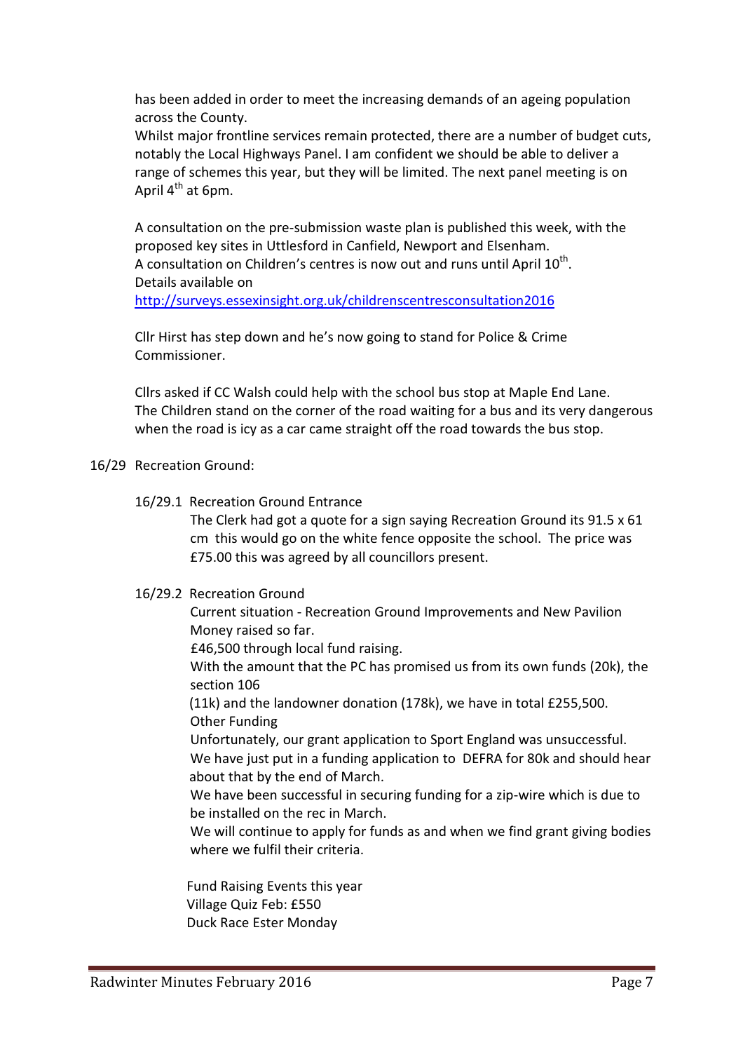has been added in order to meet the increasing demands of an ageing population across the County.
Whilst major frontline services remain protected, there are a number of budget cuts, notably the Local Highways Panel. I am confident we should be able to deliver a range of schemes this year, but they will be limited. The next panel meeting is on April 4th at 6pm.

A consultation on the pre-submission waste plan is published this week, with the proposed key sites in Uttlesford in Canfield, Newport and Elsenham.
A consultation on Children's centres is now out and runs until April 10th.
Details available on
http://surveys.essexinsight.org.uk/childrenscentresconsultation2016

Cllr Hirst has step down and he's now going to stand for Police & Crime Commissioner.

Cllrs asked if CC Walsh could help with the school bus stop at Maple End Lane.
The Children stand on the corner of the road waiting for a bus and its very dangerous when the road is icy as a car came straight off the road towards the bus stop.

16/29 Recreation Ground:

16/29.1 Recreation Ground Entrance

The Clerk had got a quote for a sign saying Recreation Ground its 91.5 x 61 cm this would go on the white fence opposite the school. The price was £75.00 this was agreed by all councillors present.

16/29.2 Recreation Ground

Current situation - Recreation Ground Improvements and New Pavilion
Money raised so far.
£46,500 through local fund raising.
With the amount that the PC has promised us from its own funds (20k), the section 106
(11k) and the landowner donation (178k), we have in total £255,500.
Other Funding
Unfortunately, our grant application to Sport England was unsuccessful.
We have just put in a funding application to DEFRA for 80k and should hear about that by the end of March.
We have been successful in securing funding for a zip-wire which is due to be installed on the rec in March.
We will continue to apply for funds as and when we find grant giving bodies where we fulfil their criteria.

Fund Raising Events this year
Village Quiz Feb: £550
Duck Race Ester Monday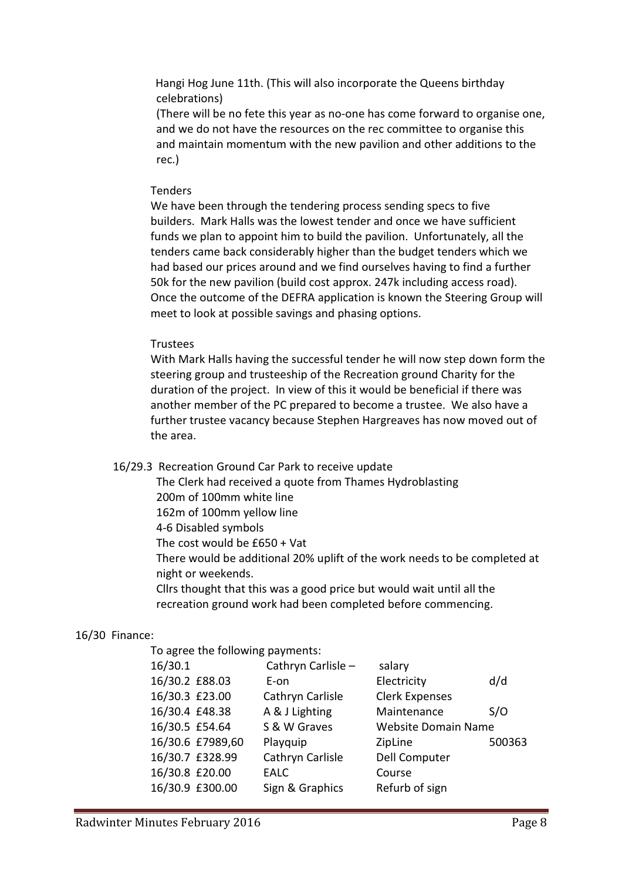Hangi Hog June 11th. (This will also incorporate the Queens birthday celebrations)
(There will be no fete this year as no-one has come forward to organise one, and we do not have the resources on the rec committee to organise this and maintain momentum with the new pavilion and other additions to the rec.)

Tenders

We have been through the tendering process sending specs to five builders. Mark Halls was the lowest tender and once we have sufficient funds we plan to appoint him to build the pavilion. Unfortunately, all the tenders came back considerably higher than the budget tenders which we had based our prices around and we find ourselves having to find a further 50k for the new pavilion (build cost approx. 247k including access road). Once the outcome of the DEFRA application is known the Steering Group will meet to look at possible savings and phasing options.

Trustees

With Mark Halls having the successful tender he will now step down form the steering group and trusteeship of the Recreation ground Charity for the duration of the project. In view of this it would be beneficial if there was another member of the PC prepared to become a trustee. We also have a further trustee vacancy because Stephen Hargreaves has now moved out of the area.

16/29.3 Recreation Ground Car Park to receive update

The Clerk had received a quote from Thames Hydroblasting
200m of 100mm white line
162m of 100mm yellow line
4-6 Disabled symbols
The cost would be £650 + Vat
There would be additional 20% uplift of the work needs to be completed at night or weekends.
Cllrs thought that this was a good price but would wait until all the recreation ground work had been completed before commencing.

16/30 Finance:

To agree the following payments:

| | | | | |
|---|---|---|---|---|
| 16/30.1 | | Cathryn Carlisle – | salary | |
| 16/30.2 | £88.03 | E-on | Electricity | d/d |
| 16/30.3 | £23.00 | Cathryn Carlisle | Clerk Expenses | |
| 16/30.4 | £48.38 | A & J Lighting | Maintenance | S/O |
| 16/30.5 | £54.64 | S & W Graves | Website Domain Name | |
| 16/30.6 | £7989,60 | Playquip | ZipLine | 500363 |
| 16/30.7 | £328.99 | Cathryn Carlisle | Dell Computer | |
| 16/30.8 | £20.00 | EALC | Course | |
| 16/30.9 | £300.00 | Sign & Graphics | Refurb of sign | |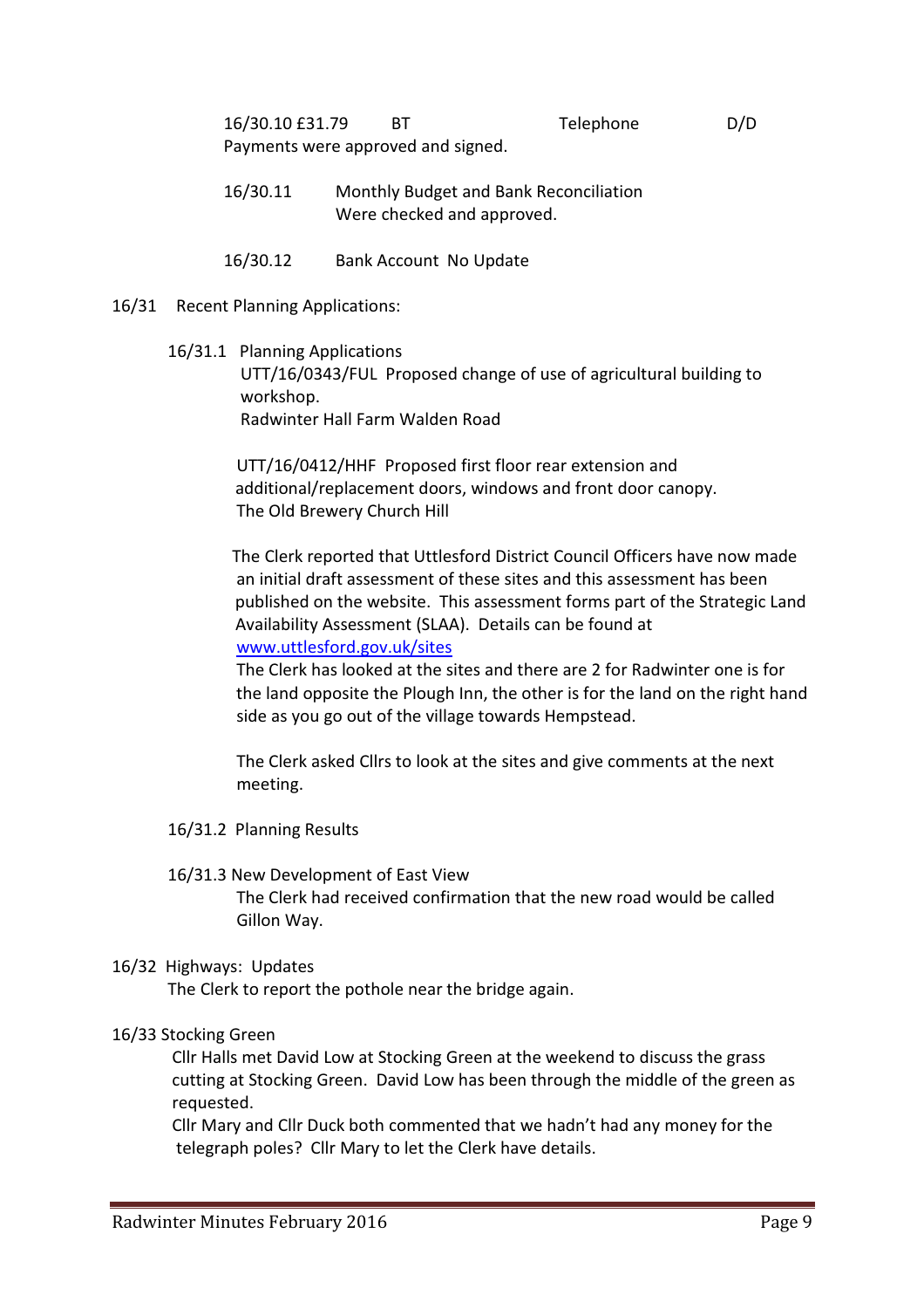16/30.10 £31.79 BT Telephone D/D
Payments were approved and signed.

16/30.11 Monthly Budget and Bank Reconciliation
Were checked and approved.

16/30.12 Bank Account No Update

16/31 Recent Planning Applications:

16/31.1 Planning Applications

UTT/16/0343/FUL Proposed change of use of agricultural building to workshop.
Radwinter Hall Farm Walden Road

UTT/16/0412/HHF Proposed first floor rear extension and additional/replacement doors, windows and front door canopy.
The Old Brewery Church Hill

The Clerk reported that Uttlesford District Council Officers have now made an initial draft assessment of these sites and this assessment has been published on the website. This assessment forms part of the Strategic Land Availability Assessment (SLAA). Details can be found at [www.uttlesford.gov.uk/sites](www.uttlesford.gov.uk/sites)
The Clerk has looked at the sites and there are 2 for Radwinter one is for the land opposite the Plough Inn, the other is for the land on the right hand side as you go out of the village towards Hempstead.

The Clerk asked Cllrs to look at the sites and give comments at the next meeting.

16/31.2 Planning Results

16/31.3 New Development of East View
The Clerk had received confirmation that the new road would be called Gillon Way.

16/32 Highways: Updates
The Clerk to report the pothole near the bridge again.

16/33 Stocking Green
Cllr Halls met David Low at Stocking Green at the weekend to discuss the grass cutting at Stocking Green. David Low has been through the middle of the green as requested.
Cllr Mary and Cllr Duck both commented that we hadn't had any money for the telegraph poles? Cllr Mary to let the Clerk have details.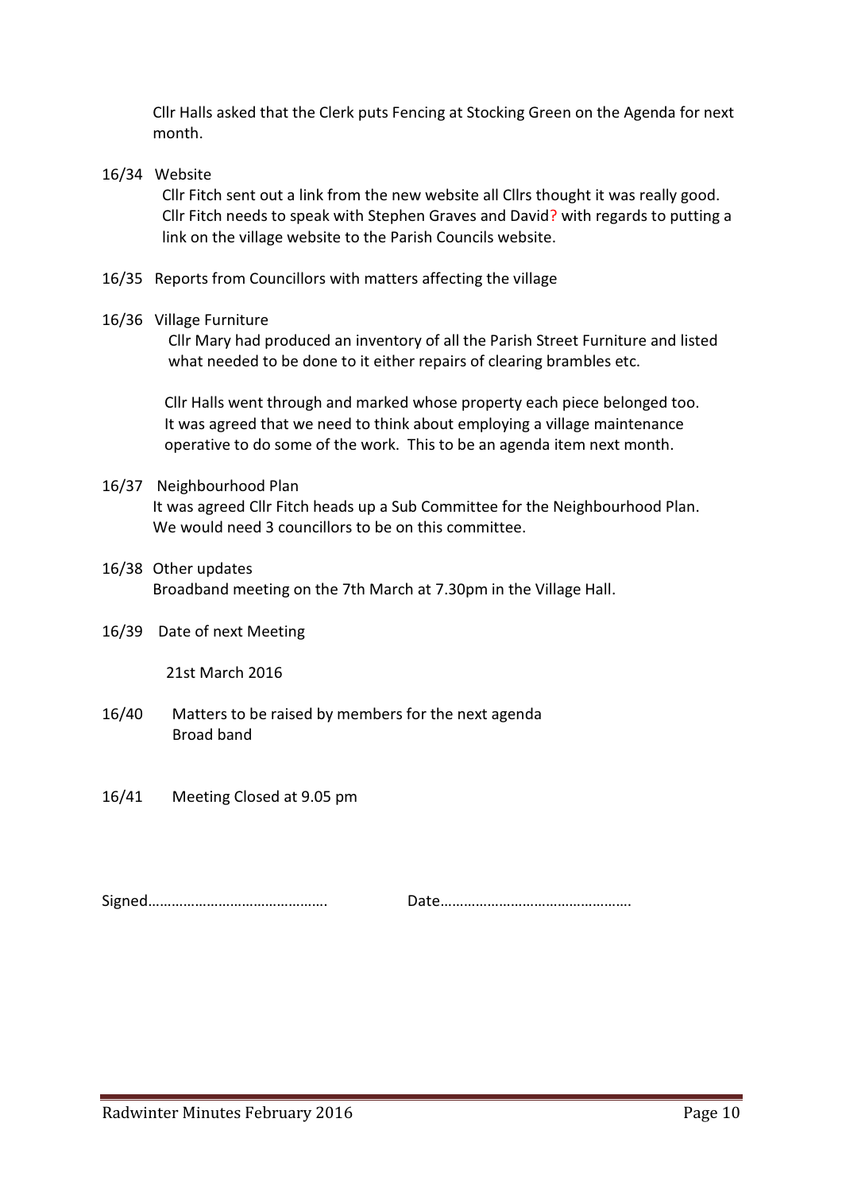Cllr Halls asked that the Clerk puts Fencing at Stocking Green on the Agenda for next month.

16/34 Website

Cllr Fitch sent out a link from the new website all Cllrs thought it was really good. Cllr Fitch needs to speak with Stephen Graves and David? with regards to putting a link on the village website to the Parish Councils website.

16/35 Reports from Councillors with matters affecting the village

16/36 Village Furniture

Cllr Mary had produced an inventory of all the Parish Street Furniture and listed what needed to be done to it either repairs of clearing brambles etc.

Cllr Halls went through and marked whose property each piece belonged too. It was agreed that we need to think about employing a village maintenance operative to do some of the work. This to be an agenda item next month.

16/37 Neighbourhood Plan

It was agreed Cllr Fitch heads up a Sub Committee for the Neighbourhood Plan. We would need 3 councillors to be on this committee.

16/38 Other updates

Broadband meeting on the 7th March at 7.30pm in the Village Hall.

16/39 Date of next Meeting

21st March 2016

16/40 Matters to be raised by members for the next agenda

Broad band

16/41 Meeting Closed at 9.05 pm

Signed……………………………………… Date…………………………………………